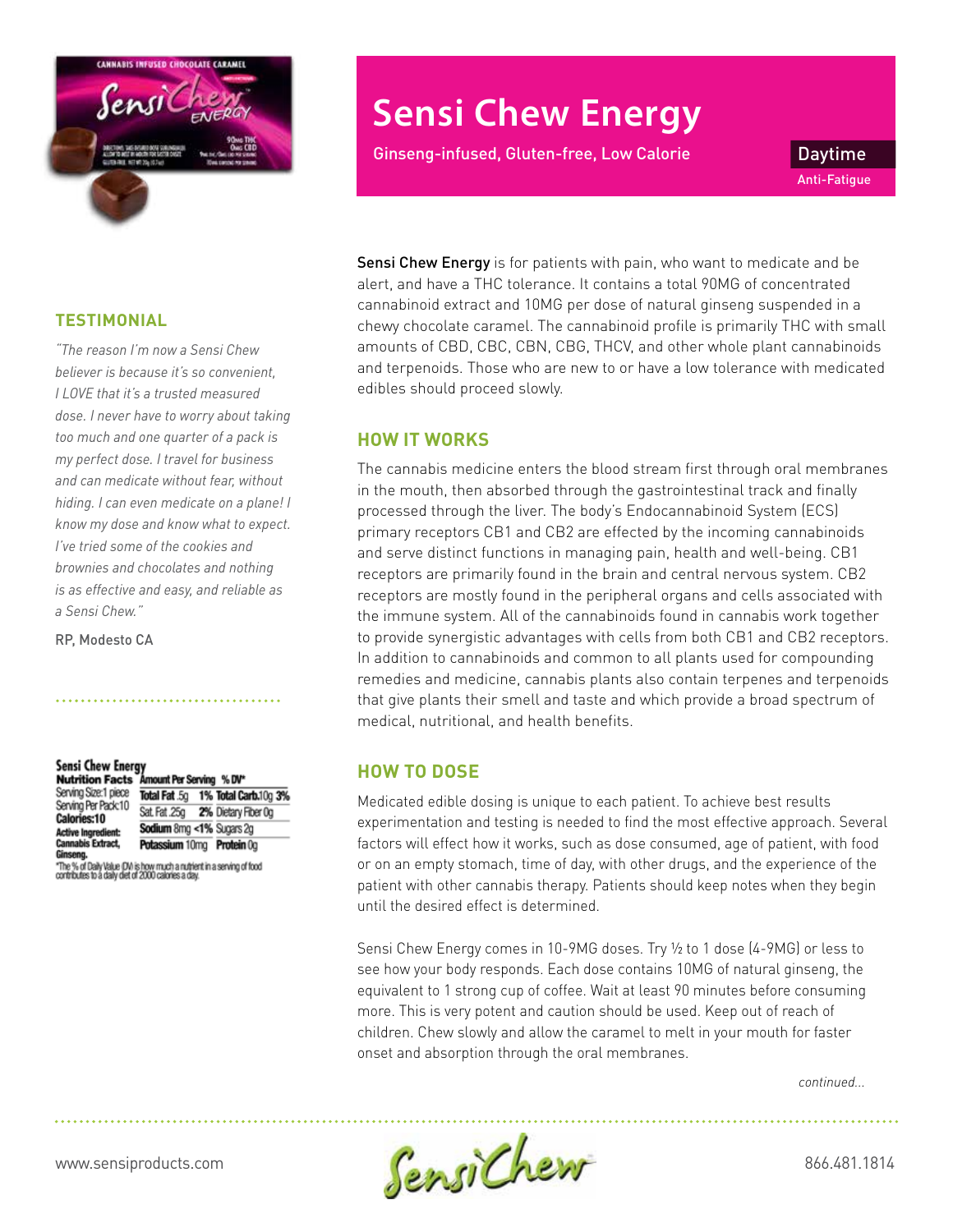# Sensi Chew Energy

Ginseng-infused, Gluten-free, Low Calorie

**Daytime**

Anti-Fatigue

**Sensi Chew Energy** is for patients with pain, who want to medicate and be alert, and have a THC tolerance. It contains a total 90MG of concentrated cannabinoid extract and 10MG per dose of natural ginseng suspended in a chewy chocolate caramel. The cannabinoid profile is primarily THC with small amounts of CBD, CBC, CBN, CBG, THCV, and other whole plant cannabinoids and terpenoids. Those who are new to or have a low tolerance with medicated edibles should proceed slowly.

## HOW IT WORKS

The cannabis medicine enters the blood stream first through oral membranes in the mouth, then absorbed through the gastrointestinal track and finally processed through the liver. The body's Endocannabinoid System (ECS) primary receptors CB1 and CB2 are effected by the incoming cannabinoids and serve distinct functions in managing pain, health and well-being. CB1 receptors are primarily found in the brain and central nervous system. CB2 receptors are mostly found in the peripheral organs and cells associated with the immune system. All of the cannabinoids found in cannabis work together to provide synergistic advantages with cells from both CB1 and CB2 receptors. In addition to cannabinoids and common to all plants used for compounding remedies and medicine, cannabis plants also contain terpenes and terpenoids that give plants their smell and taste and which provide a broad spectrum of medical, nutritional, and health benefits.

## HOW TO DOSE

Medicated edible dosing is unique to each patient. To achieve best results experimentation and testing is needed to find the most effective approach. Several factors will effect how it works, such as dose consumed, age of patient, with food or on an empty stomach, time of day, with other drugs, and the experience of the patient with other cannabis therapy. Patients should keep notes when they begin until the desired effect is determined.

Sensi Chew Energy comes in 10-9MG doses. Try ½ to 1 dose (4-9MG) or less to see how your body responds. Each dose contains 10MG of natural ginseng, the equivalent to 1 strong cup of coffee. Wait at least 90 minutes before consuming more. This is very potent and caution should be used. Keep out of reach of children. Chew slowly and allow the caramel to melt in your mouth for faster onset and absorption through the oral membranes.

*continued...*

## TESTIMONIAL

*"The reason I'm now a Sensi Chew believer is because it's so convenient, I LOVE that it's a trusted measured dose. I never have to worry about taking too much and one quarter of a pack is my perfect dose. I travel for business and can medicate without fear, without hiding. I can even medicate on a plane! I know my dose and know what to expect. I've tried some of the cookies and brownies and chocolates and nothing is as effective and easy, and reliable as a Sensi Chew."*

RP, Modesto CA

**Sensi Chew Energy**

| Nutrition Facts | Amount Per Serving | % DV* | | |
|---|---|---|---|---|
| Serving Size: 1 piece | Total Fat .5g | 1% | Total Carb. 10g | 3% |
| Serving Per Pack: 10 | Sat. Fat .25g | 2% | Dietary Fiber 0g | |
| Calories: 10 | Sodium 8mg | <1% | Sugars 2g | |
| Active Ingredient: Cannabis Extract, Ginseng. | Potassium 10mg | | Protein 0g | |

*The % of Daily Value (DV) is how much a nutrient in a serving of food contributes to a daily diet of 2000 calories a day.

www.sensiproducts.com

866.481.1814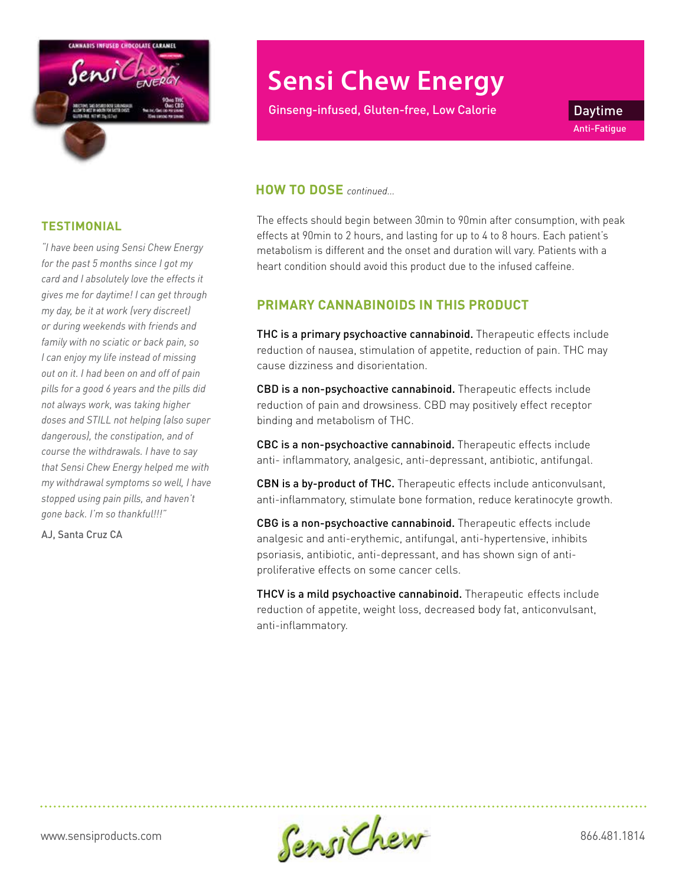# Sensi Chew Energy

Ginseng-infused, Gluten-free, Low Calorie

Daytime

Anti-Fatigue

## TESTIMONIAL

*"I have been using Sensi Chew Energy for the past 5 months since I got my card and I absolutely love the effects it gives me for daytime! I can get through my day, be it at work (very discreet) or during weekends with friends and family with no sciatic or back pain, so I can enjoy my life instead of missing out on it. I had been on and off of pain pills for a good 6 years and the pills did not always work, was taking higher doses and STILL not helping (also super dangerous), the constipation, and of course the withdrawals. I have to say that Sensi Chew Energy helped me with my withdrawal symptoms so well, I have stopped using pain pills, and haven't gone back. I'm so thankful!!!"*

AJ, Santa Cruz CA

## HOW TO DOSE *continued...*

The effects should begin between 30min to 90min after consumption, with peak effects at 90min to 2 hours, and lasting for up to 4 to 8 hours. Each patient's metabolism is different and the onset and duration will vary. Patients with a heart condition should avoid this product due to the infused caffeine.

## PRIMARY CANNABINOIDS IN THIS PRODUCT

**THC is a primary psychoactive cannabinoid.** Therapeutic effects include reduction of nausea, stimulation of appetite, reduction of pain. THC may cause dizziness and disorientation.

**CBD is a non-psychoactive cannabinoid.** Therapeutic effects include reduction of pain and drowsiness. CBD may positively effect receptor binding and metabolism of THC.

**CBC is a non-psychoactive cannabinoid.** Therapeutic effects include anti- inflammatory, analgesic, anti-depressant, antibiotic, antifungal.

**CBN is a by-product of THC.** Therapeutic effects include anticonvulsant, anti-inflammatory, stimulate bone formation, reduce keratinocyte growth.

**CBG is a non-psychoactive cannabinoid.** Therapeutic effects include analgesic and anti-erythemic, antifungal, anti-hypertensive, inhibits psoriasis, antibiotic, anti-depressant, and has shown sign of anti-proliferative effects on some cancer cells.

**THCV is a mild psychoactive cannabinoid.** Therapeutic effects include reduction of appetite, weight loss, decreased body fat, anticonvulsant, anti-inflammatory.

www.sensiproducts.com SensiChew 866.481.1814